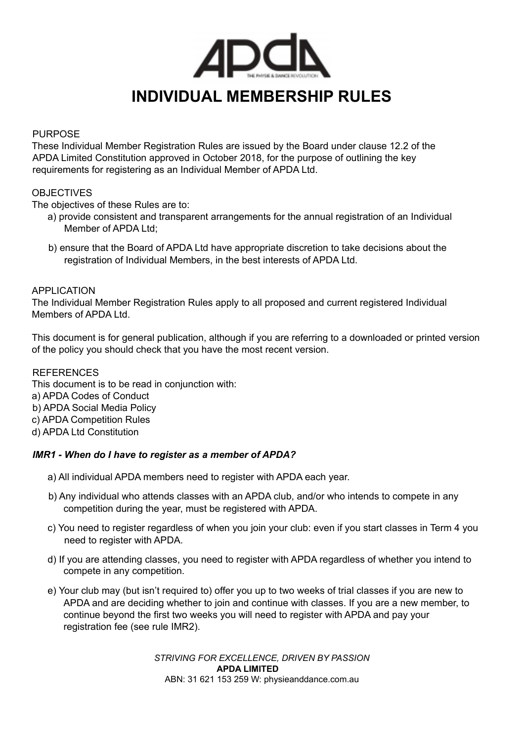# INDIVIDUAL MEMBERSHIP RULES

PURPOSE

These Individual Member Registration Rules are issued by the Board under clause 12.2 of the APDA Limited Constitution approved in October 2018, for the purpose of outlining the key requirements for registering as an Individual Member of APDA Ltd.

OBJECTIVES

The objectives of these Rules are to:

a) provide consistent and transparent arrangements for the annual registration of an Individual Member of APDA Ltd;

b) ensure that the Board of APDA Ltd have appropriate discretion to take decisions about the registration of Individual Members, in the best interests of APDA Ltd.

APPLICATION

The Individual Member Registration Rules apply to all proposed and current registered Individual Members of APDA Ltd.

This document is for general publication, although if you are referring to a downloaded or printed version of the policy you should check that you have the most recent version.

REFERENCES

This document is to be read in conjunction with:

a) APDA Codes of Conduct
b) APDA Social Media Policy
c) APDA Competition Rules
d) APDA Ltd Constitution

### *IMR1 - When do I have to register as a member of APDA?*

a) All individual APDA members need to register with APDA each year.

b) Any individual who attends classes with an APDA club, and/or who intends to compete in any competition during the year, must be registered with APDA.

c) You need to register regardless of when you join your club: even if you start classes in Term 4 you need to register with APDA.

d) If you are attending classes, you need to register with APDA regardless of whether you intend to compete in any competition.

e) Your club may (but isn't required to) offer you up to two weeks of trial classes if you are new to APDA and are deciding whether to join and continue with classes. If you are a new member, to continue beyond the first two weeks you will need to register with APDA and pay your registration fee (see rule IMR2).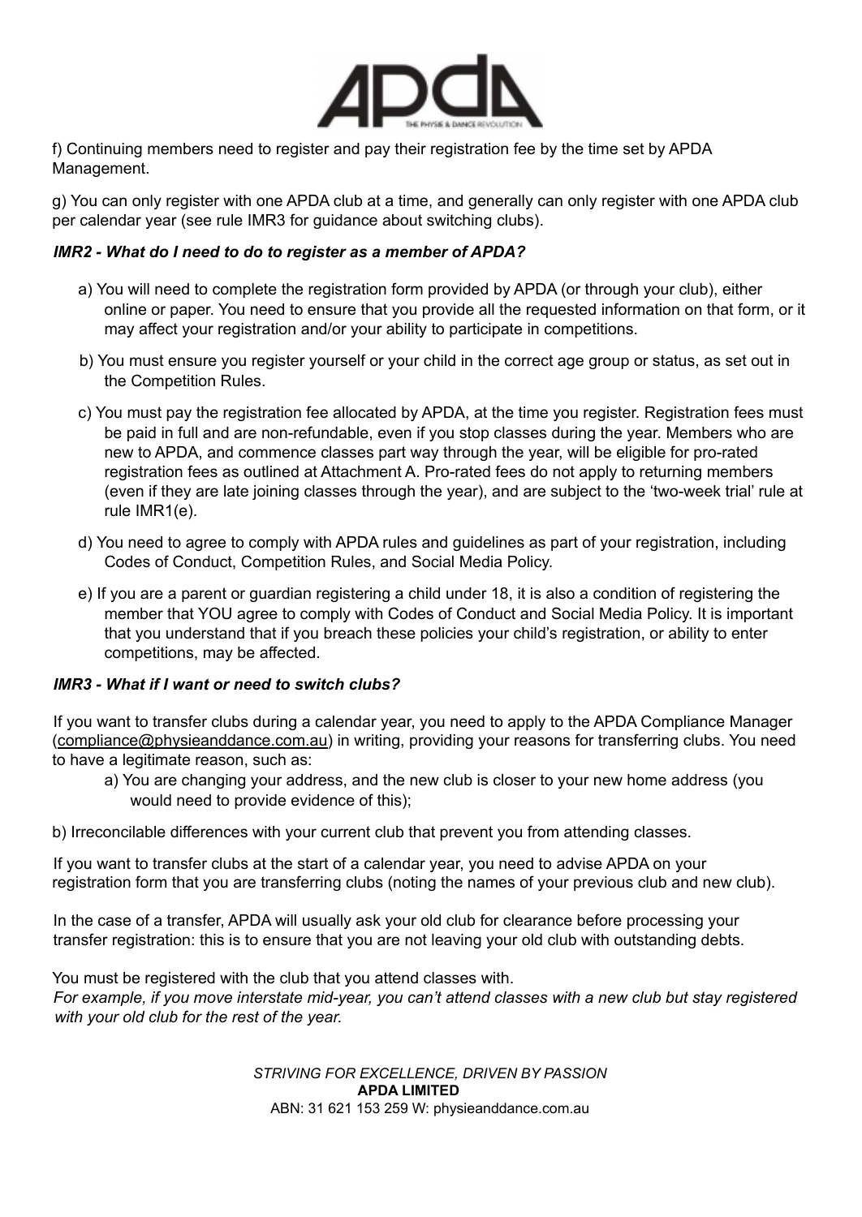f) Continuing members need to register and pay their registration fee by the time set by APDA Management.

g) You can only register with one APDA club at a time, and generally can only register with one APDA club per calendar year (see rule IMR3 for guidance about switching clubs).

### *IMR2 - What do I need to do to register as a member of APDA?*

a) You will need to complete the registration form provided by APDA (or through your club), either online or paper. You need to ensure that you provide all the requested information on that form, or it may affect your registration and/or your ability to participate in competitions.

b) You must ensure you register yourself or your child in the correct age group or status, as set out in the Competition Rules.

c) You must pay the registration fee allocated by APDA, at the time you register. Registration fees must be paid in full and are non-refundable, even if you stop classes during the year. Members who are new to APDA, and commence classes part way through the year, will be eligible for pro-rated registration fees as outlined at Attachment A. Pro-rated fees do not apply to returning members (even if they are late joining classes through the year), and are subject to the 'two-week trial' rule at rule IMR1(e).

d) You need to agree to comply with APDA rules and guidelines as part of your registration, including Codes of Conduct, Competition Rules, and Social Media Policy.

e) If you are a parent or guardian registering a child under 18, it is also a condition of registering the member that YOU agree to comply with Codes of Conduct and Social Media Policy. It is important that you understand that if you breach these policies your child's registration, or ability to enter competitions, may be affected.

### *IMR3 - What if I want or need to switch clubs?*

If you want to transfer clubs during a calendar year, you need to apply to the APDA Compliance Manager (compliance@physieanddance.com.au) in writing, providing your reasons for transferring clubs. You need to have a legitimate reason, such as:

a) You are changing your address, and the new club is closer to your new home address (you would need to provide evidence of this);

b) Irreconcilable differences with your current club that prevent you from attending classes.

If you want to transfer clubs at the start of a calendar year, you need to advise APDA on your registration form that you are transferring clubs (noting the names of your previous club and new club).

In the case of a transfer, APDA will usually ask your old club for clearance before processing your transfer registration: this is to ensure that you are not leaving your old club with outstanding debts.

You must be registered with the club that you attend classes with.
*For example, if you move interstate mid-year, you can't attend classes with a new club but stay registered with your old club for the rest of the year.*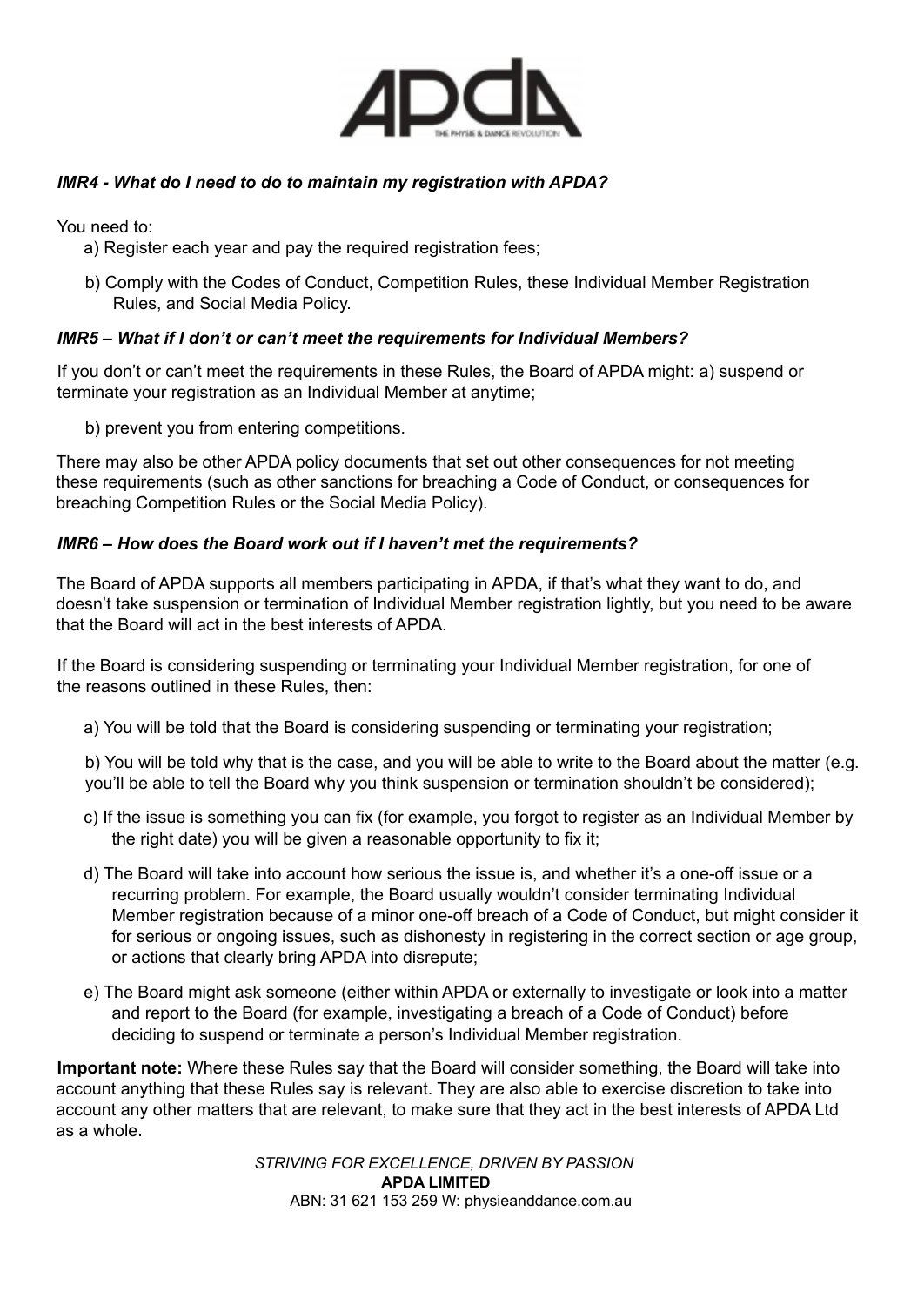### *IMR4 - What do I need to do to maintain my registration with APDA?*

You need to:

a) Register each year and pay the required registration fees;

b) Comply with the Codes of Conduct, Competition Rules, these Individual Member Registration Rules, and Social Media Policy.

### *IMR5 – What if I don't or can't meet the requirements for Individual Members?*

If you don't or can't meet the requirements in these Rules, the Board of APDA might: a) suspend or terminate your registration as an Individual Member at anytime;

b) prevent you from entering competitions.

There may also be other APDA policy documents that set out other consequences for not meeting these requirements (such as other sanctions for breaching a Code of Conduct, or consequences for breaching Competition Rules or the Social Media Policy).

### *IMR6 – How does the Board work out if I haven't met the requirements?*

The Board of APDA supports all members participating in APDA, if that's what they want to do, and doesn't take suspension or termination of Individual Member registration lightly, but you need to be aware that the Board will act in the best interests of APDA.

If the Board is considering suspending or terminating your Individual Member registration, for one of the reasons outlined in these Rules, then:

a) You will be told that the Board is considering suspending or terminating your registration;

b) You will be told why that is the case, and you will be able to write to the Board about the matter (e.g. you'll be able to tell the Board why you think suspension or termination shouldn't be considered);

c) If the issue is something you can fix (for example, you forgot to register as an Individual Member by the right date) you will be given a reasonable opportunity to fix it;

d) The Board will take into account how serious the issue is, and whether it's a one-off issue or a recurring problem. For example, the Board usually wouldn't consider terminating Individual Member registration because of a minor one-off breach of a Code of Conduct, but might consider it for serious or ongoing issues, such as dishonesty in registering in the correct section or age group, or actions that clearly bring APDA into disrepute;

e) The Board might ask someone (either within APDA or externally to investigate or look into a matter and report to the Board (for example, investigating a breach of a Code of Conduct) before deciding to suspend or terminate a person's Individual Member registration.

**Important note:** Where these Rules say that the Board will consider something, the Board will take into account anything that these Rules say is relevant. They are also able to exercise discretion to take into account any other matters that are relevant, to make sure that they act in the best interests of APDA Ltd as a whole.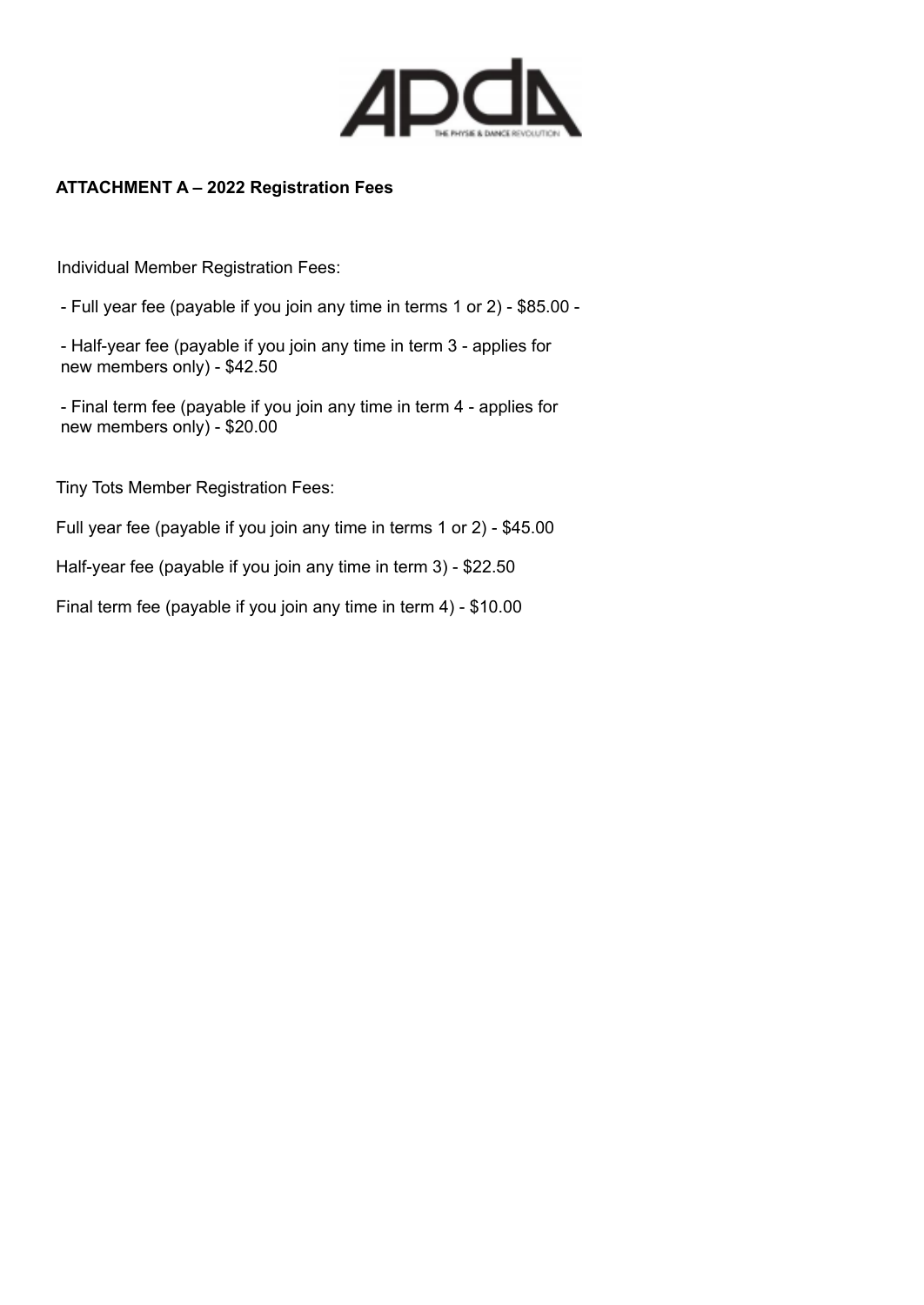APDA

THE PHYSIE & DANCE REVOLUTION

**ATTACHMENT A – 2022 Registration Fees**

Individual Member Registration Fees:

- Full year fee (payable if you join any time in terms 1 or 2) - $85.00 -
- Half-year fee (payable if you join any time in term 3 - applies for new members only) - $42.50
- Final term fee (payable if you join any time in term 4 - applies for new members only) - $20.00

Tiny Tots Member Registration Fees:

Full year fee (payable if you join any time in terms 1 or 2) - $45.00

Half-year fee (payable if you join any time in term 3) - $22.50

Final term fee (payable if you join any time in term 4) - $10.00